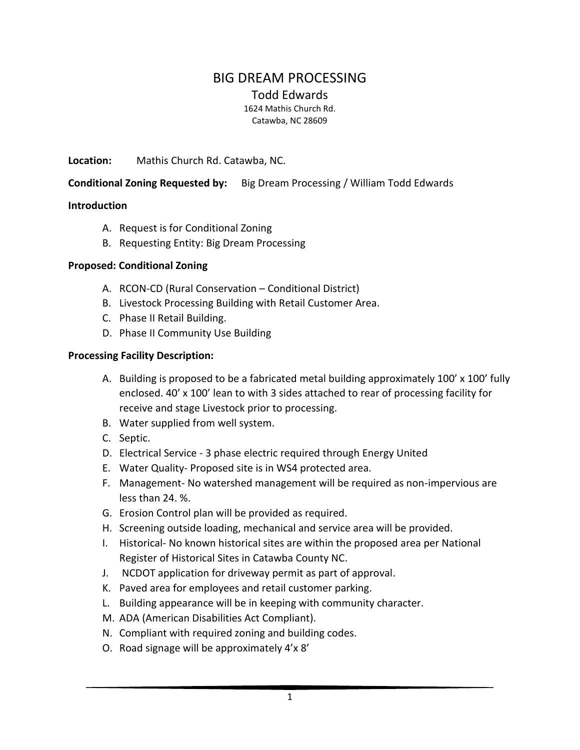# BIG DREAM PROCESSING

## Todd Edwards

1624 Mathis Church Rd.
Catawba, NC 28609

**Location:** Mathis Church Rd. Catawba, NC.

**Conditional Zoning Requested by:** Big Dream Processing / William Todd Edwards

**Introduction**

A. Request is for Conditional Zoning
B. Requesting Entity: Big Dream Processing

**Proposed: Conditional Zoning**

A. RCON-CD (Rural Conservation – Conditional District)
B. Livestock Processing Building with Retail Customer Area.
C. Phase II Retail Building.
D. Phase II Community Use Building

**Processing Facility Description:**

A. Building is proposed to be a fabricated metal building approximately 100' x 100' fully enclosed. 40' x 100' lean to with 3 sides attached to rear of processing facility for receive and stage Livestock prior to processing.
B. Water supplied from well system.
C. Septic.
D. Electrical Service - 3 phase electric required through Energy United
E. Water Quality- Proposed site is in WS4 protected area.
F. Management- No watershed management will be required as non-impervious are less than 24. %.
G. Erosion Control plan will be provided as required.
H. Screening outside loading, mechanical and service area will be provided.
I. Historical- No known historical sites are within the proposed area per National Register of Historical Sites in Catawba County NC.
J. NCDOT application for driveway permit as part of approval.
K. Paved area for employees and retail customer parking.
L. Building appearance will be in keeping with community character.
M. ADA (American Disabilities Act Compliant).
N. Compliant with required zoning and building codes.
O. Road signage will be approximately 4'x 8'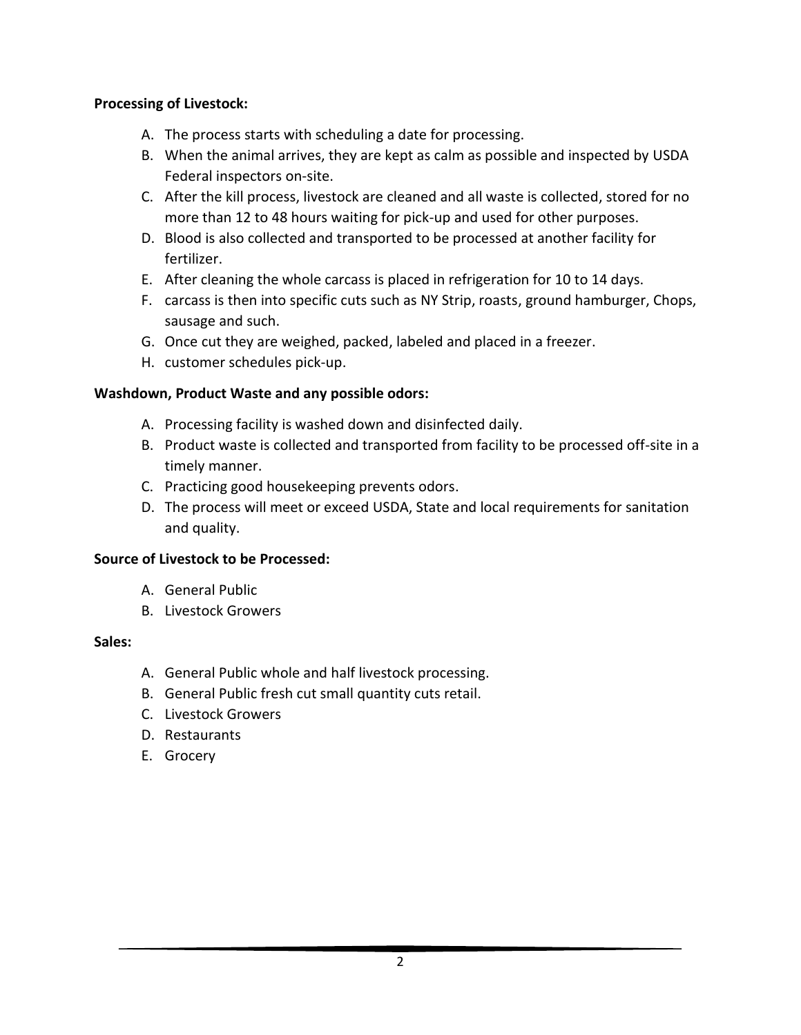**Processing of Livestock:**

A. The process starts with scheduling a date for processing.
B. When the animal arrives, they are kept as calm as possible and inspected by USDA Federal inspectors on-site.
C. After the kill process, livestock are cleaned and all waste is collected, stored for no more than 12 to 48 hours waiting for pick-up and used for other purposes.
D. Blood is also collected and transported to be processed at another facility for fertilizer.
E. After cleaning the whole carcass is placed in refrigeration for 10 to 14 days.
F. carcass is then into specific cuts such as NY Strip, roasts, ground hamburger, Chops, sausage and such.
G. Once cut they are weighed, packed, labeled and placed in a freezer.
H. customer schedules pick-up.

**Washdown, Product Waste and any possible odors:**

A. Processing facility is washed down and disinfected daily.
B. Product waste is collected and transported from facility to be processed off-site in a timely manner.
C. Practicing good housekeeping prevents odors.
D. The process will meet or exceed USDA, State and local requirements for sanitation and quality.

**Source of Livestock to be Processed:**

A. General Public
B. Livestock Growers

**Sales:**

A. General Public whole and half livestock processing.
B. General Public fresh cut small quantity cuts retail.
C. Livestock Growers
D. Restaurants
E. Grocery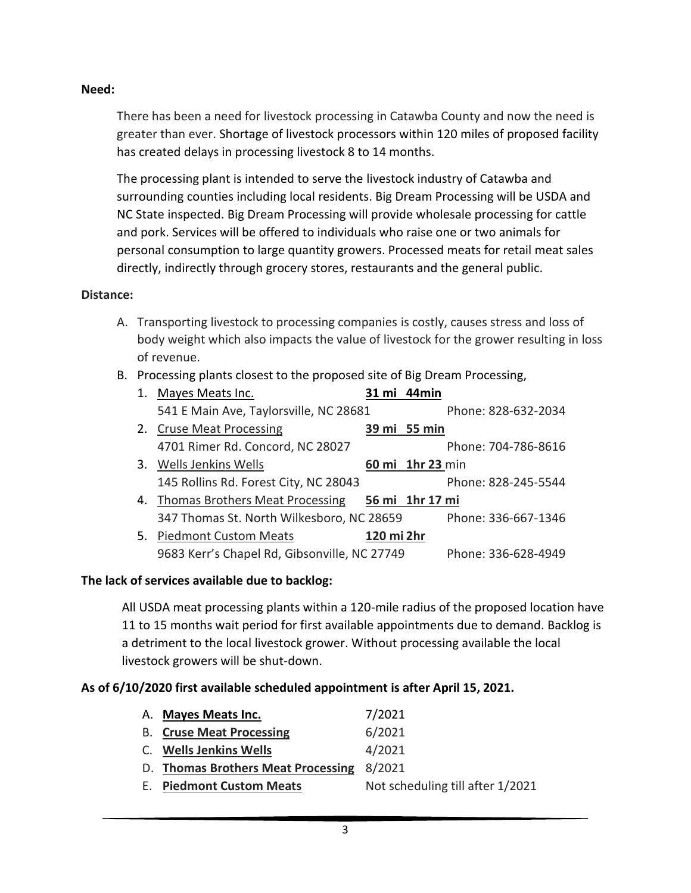**Need:**

There has been a need for livestock processing in Catawba County and now the need is greater than ever. Shortage of livestock processors within 120 miles of proposed facility has created delays in processing livestock 8 to 14 months.

The processing plant is intended to serve the livestock industry of Catawba and surrounding counties including local residents. Big Dream Processing will be USDA and NC State inspected. Big Dream Processing will provide wholesale processing for cattle and pork. Services will be offered to individuals who raise one or two animals for personal consumption to large quantity growers. Processed meats for retail meat sales directly, indirectly through grocery stores, restaurants and the general public.

**Distance:**

A. Transporting livestock to processing companies is costly, causes stress and loss of body weight which also impacts the value of livestock for the grower resulting in loss of revenue.
B. Processing plants closest to the proposed site of Big Dream Processing,
   1. Mayes Meats Inc. **31 mi 44min**
      541 E Main Ave, Taylorsville, NC 28681 Phone: 828-632-2034
   2. Cruse Meat Processing **39 mi 55 min**
      4701 Rimer Rd. Concord, NC 28027 Phone: 704-786-8616
   3. Wells Jenkins Wells **60 mi 1hr 23** min
      145 Rollins Rd. Forest City, NC 28043 Phone: 828-245-5544
   4. Thomas Brothers Meat Processing **56 mi 1hr 17 mi**
      347 Thomas St. North Wilkesboro, NC 28659 Phone: 336-667-1346
   5. Piedmont Custom Meats **120 mi 2hr**
      9683 Kerr's Chapel Rd, Gibsonville, NC 27749 Phone: 336-628-4949

**The lack of services available due to backlog:**

All USDA meat processing plants within a 120-mile radius of the proposed location have 11 to 15 months wait period for first available appointments due to demand. Backlog is a detriment to the local livestock grower. Without processing available the local livestock growers will be shut-down.

**As of 6/10/2020 first available scheduled appointment is after April 15, 2021.**

A. **Mayes Meats Inc.** 7/2021
B. **Cruse Meat Processing** 6/2021
C. **Wells Jenkins Wells** 4/2021
D. **Thomas Brothers Meat Processing** 8/2021
E. **Piedmont Custom Meats** Not scheduling till after 1/2021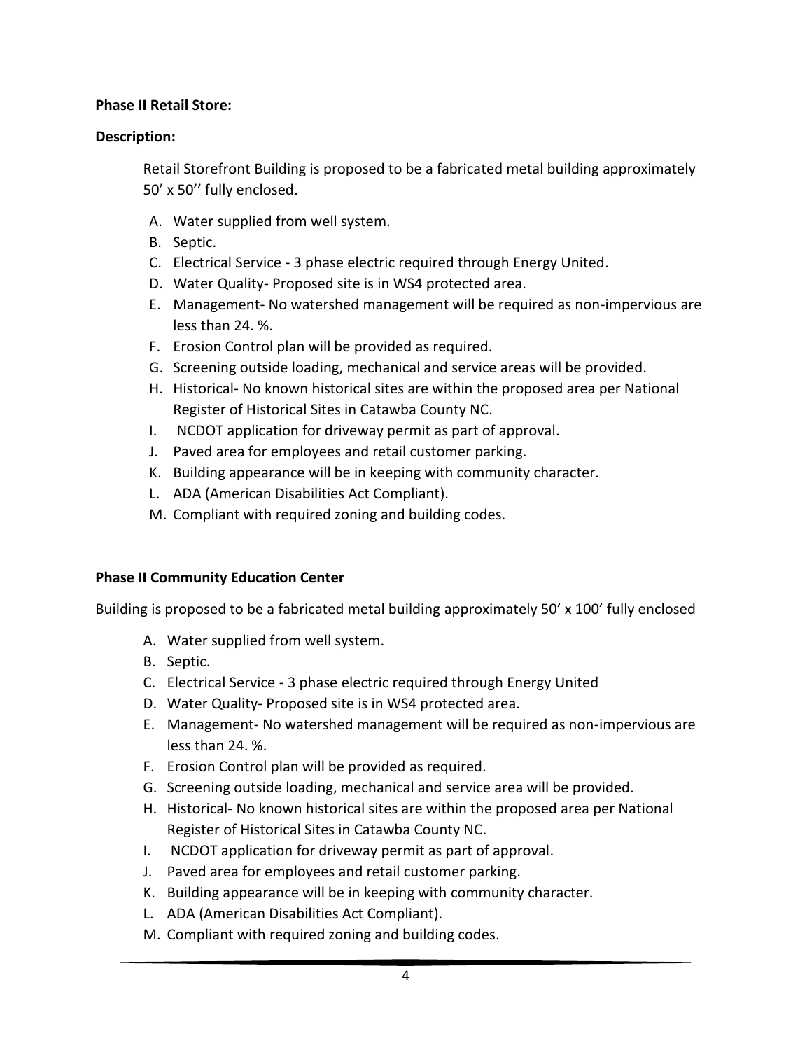**Phase II Retail Store:**

**Description:**

Retail Storefront Building is proposed to be a fabricated metal building approximately 50' x 50'' fully enclosed.

A. Water supplied from well system.
B. Septic.
C. Electrical Service - 3 phase electric required through Energy United.
D. Water Quality- Proposed site is in WS4 protected area.
E. Management- No watershed management will be required as non-impervious are less than 24. %.
F. Erosion Control plan will be provided as required.
G. Screening outside loading, mechanical and service areas will be provided.
H. Historical- No known historical sites are within the proposed area per National Register of Historical Sites in Catawba County NC.
I. NCDOT application for driveway permit as part of approval.
J. Paved area for employees and retail customer parking.
K. Building appearance will be in keeping with community character.
L. ADA (American Disabilities Act Compliant).
M. Compliant with required zoning and building codes.

**Phase II Community Education Center**

Building is proposed to be a fabricated metal building approximately 50' x 100' fully enclosed

A. Water supplied from well system.
B. Septic.
C. Electrical Service - 3 phase electric required through Energy United
D. Water Quality- Proposed site is in WS4 protected area.
E. Management- No watershed management will be required as non-impervious are less than 24. %.
F. Erosion Control plan will be provided as required.
G. Screening outside loading, mechanical and service area will be provided.
H. Historical- No known historical sites are within the proposed area per National Register of Historical Sites in Catawba County NC.
I. NCDOT application for driveway permit as part of approval.
J. Paved area for employees and retail customer parking.
K. Building appearance will be in keeping with community character.
L. ADA (American Disabilities Act Compliant).
M. Compliant with required zoning and building codes.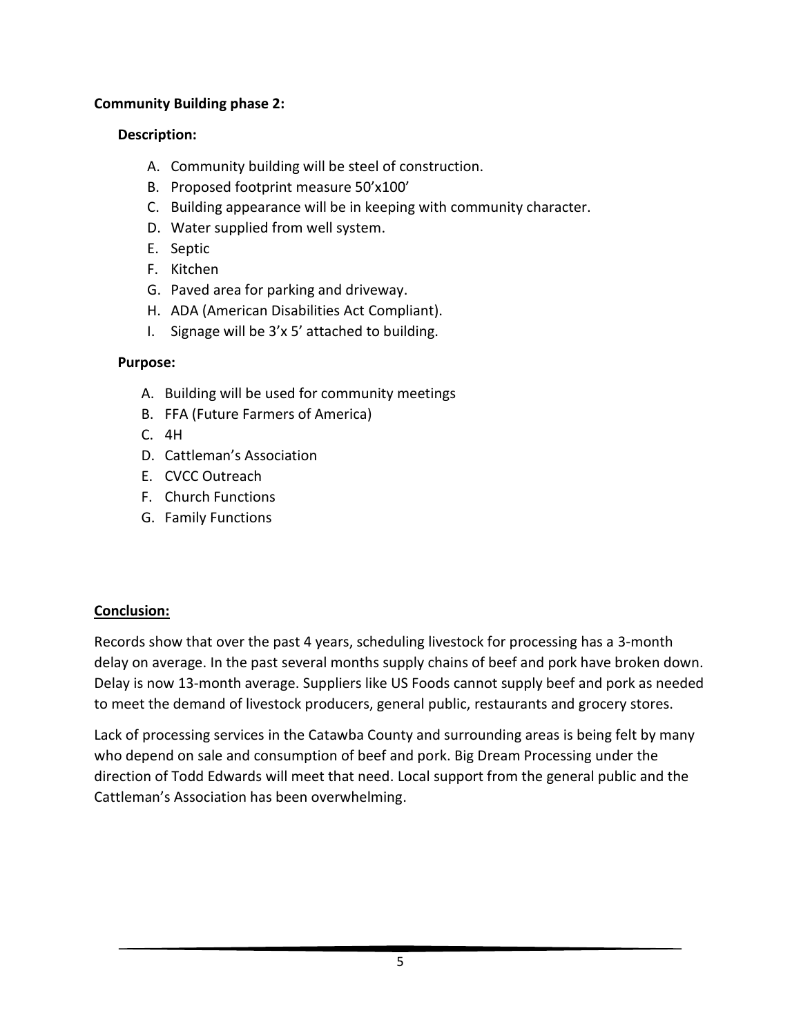**Community Building phase 2:**

**Description:**

A. Community building will be steel of construction.
B. Proposed footprint measure 50'x100'
C. Building appearance will be in keeping with community character.
D. Water supplied from well system.
E. Septic
F. Kitchen
G. Paved area for parking and driveway.
H. ADA (American Disabilities Act Compliant).
I. Signage will be 3'x 5' attached to building.

**Purpose:**

A. Building will be used for community meetings
B. FFA (Future Farmers of America)
C. 4H
D. Cattleman's Association
E. CVCC Outreach
F. Church Functions
G. Family Functions

**Conclusion:**

Records show that over the past 4 years, scheduling livestock for processing has a 3-month delay on average. In the past several months supply chains of beef and pork have broken down. Delay is now 13-month average. Suppliers like US Foods cannot supply beef and pork as needed to meet the demand of livestock producers, general public, restaurants and grocery stores.

Lack of processing services in the Catawba County and surrounding areas is being felt by many who depend on sale and consumption of beef and pork. Big Dream Processing under the direction of Todd Edwards will meet that need. Local support from the general public and the Cattleman's Association has been overwhelming.